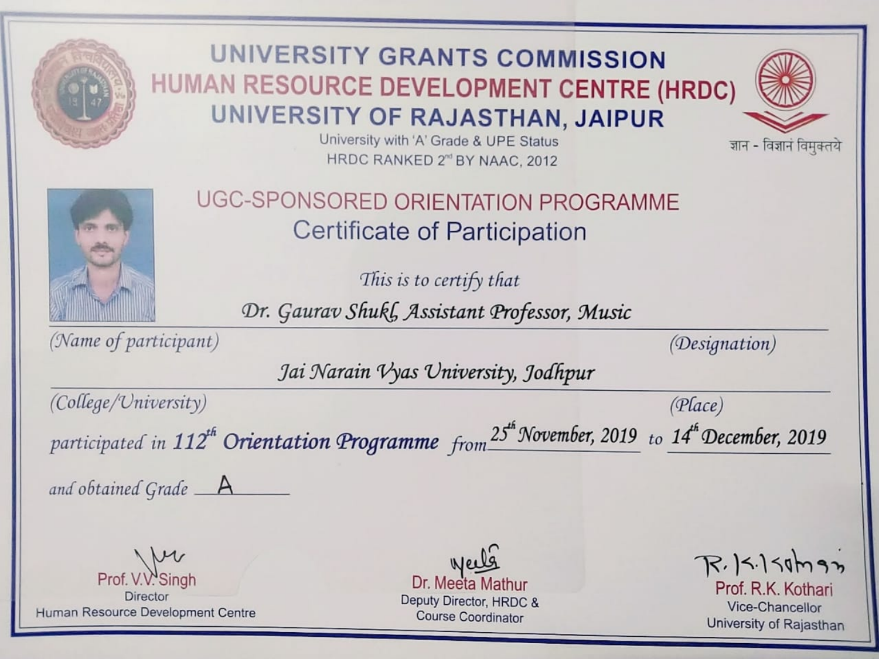# UNIVERSITY GRANTS COMMISSION
# HUMAN RESOURCE DEVELOPMENT CENTRE (HRDC)
# UNIVERSITY OF RAJASTHAN, JAIPUR

University with 'A' Grade & UPE Status

HRDC RANKED 2nd BY NAAC, 2012

ज्ञान - विज्ञानं विमुक्तये

## UGC-SPONSORED ORIENTATION PROGRAMME

## Certificate of Participation

*This is to certify that*

*Dr. Gaurav Shukl, Assistant Professor, Music*

*(Name of participant)* *(Designation)*

*Jai Narain Vyas University, Jodhpur*

*(College/University)* *(Place)*

*participated in* **112th Orientation Programme** *from* 25th November, 2019 *to* 14th December, 2019

*and obtained Grade* A

Prof. V.V. Singh
Director
Human Resource Development Centre

Dr. Meeta Mathur
Deputy Director, HRDC &
Course Coordinator

Prof. R.K. Kothari
Vice-Chancellor
University of Rajasthan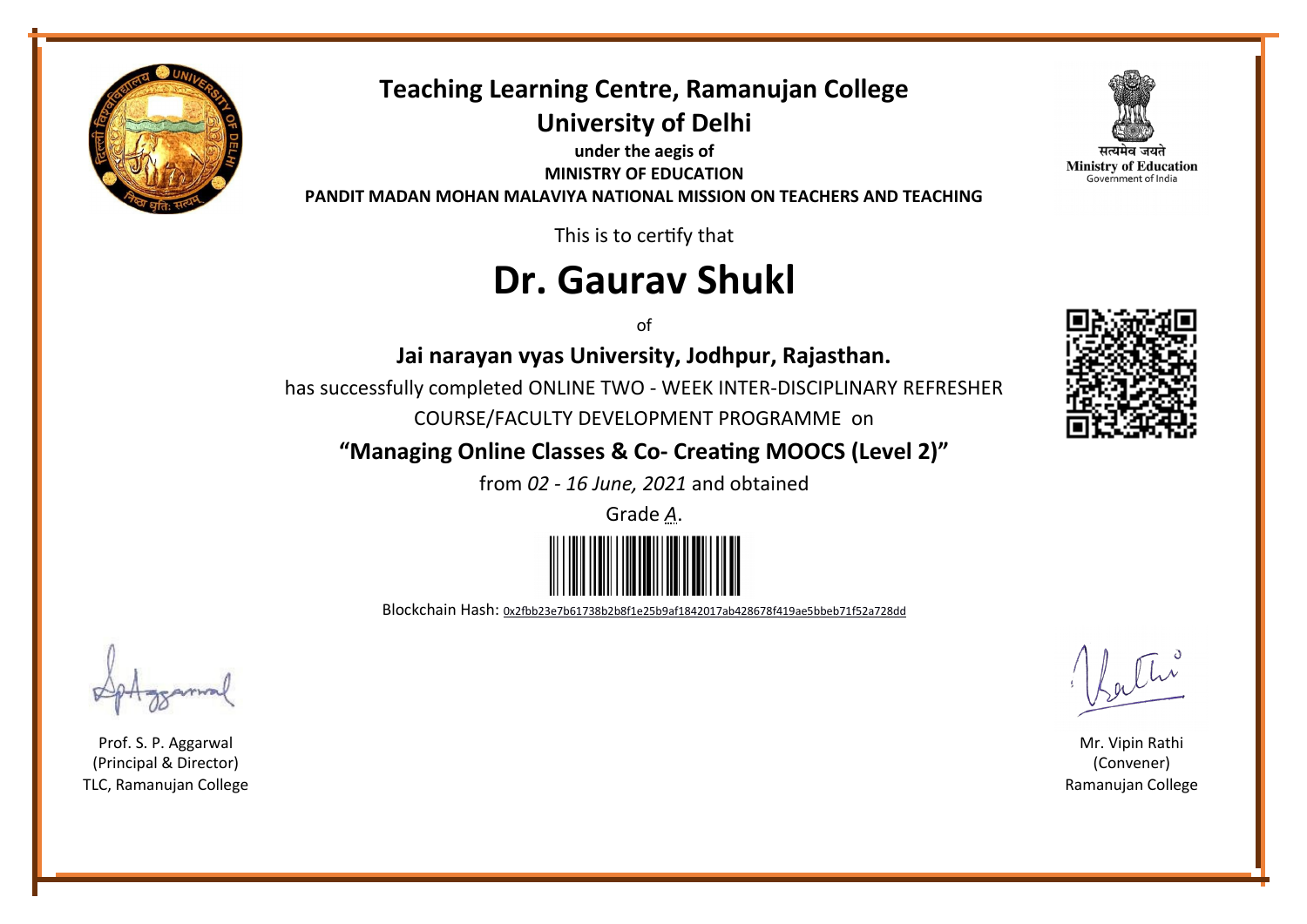# Teaching Learning Centre, Ramanujan College

## University of Delhi

**under the aegis of**

**MINISTRY OF EDUCATION**

**PANDIT MADAN MOHAN MALAVIYA NATIONAL MISSION ON TEACHERS AND TEACHING**

सत्यमेव जयते
Ministry of Education
Government of India

This is to certify that

# Dr. Gaurav Shukl

of

**Jai narayan vyas University, Jodhpur, Rajasthan.**

has successfully completed ONLINE TWO - WEEK INTER-DISCIPLINARY REFRESHER COURSE/FACULTY DEVELOPMENT PROGRAMME on

**“Managing Online Classes & Co- Creating MOOCS (Level 2)”**

from *02 - 16 June, 2021* and obtained

Grade *A*.

Blockchain Hash: 0x2fbb23e7b61738b2b8f1e25b9af1842017ab428678f419ae5bbeb71f52a728dd

Prof. S. P. Aggarwal
(Principal & Director)
TLC, Ramanujan College

Mr. Vipin Rathi
(Convener)
Ramanujan College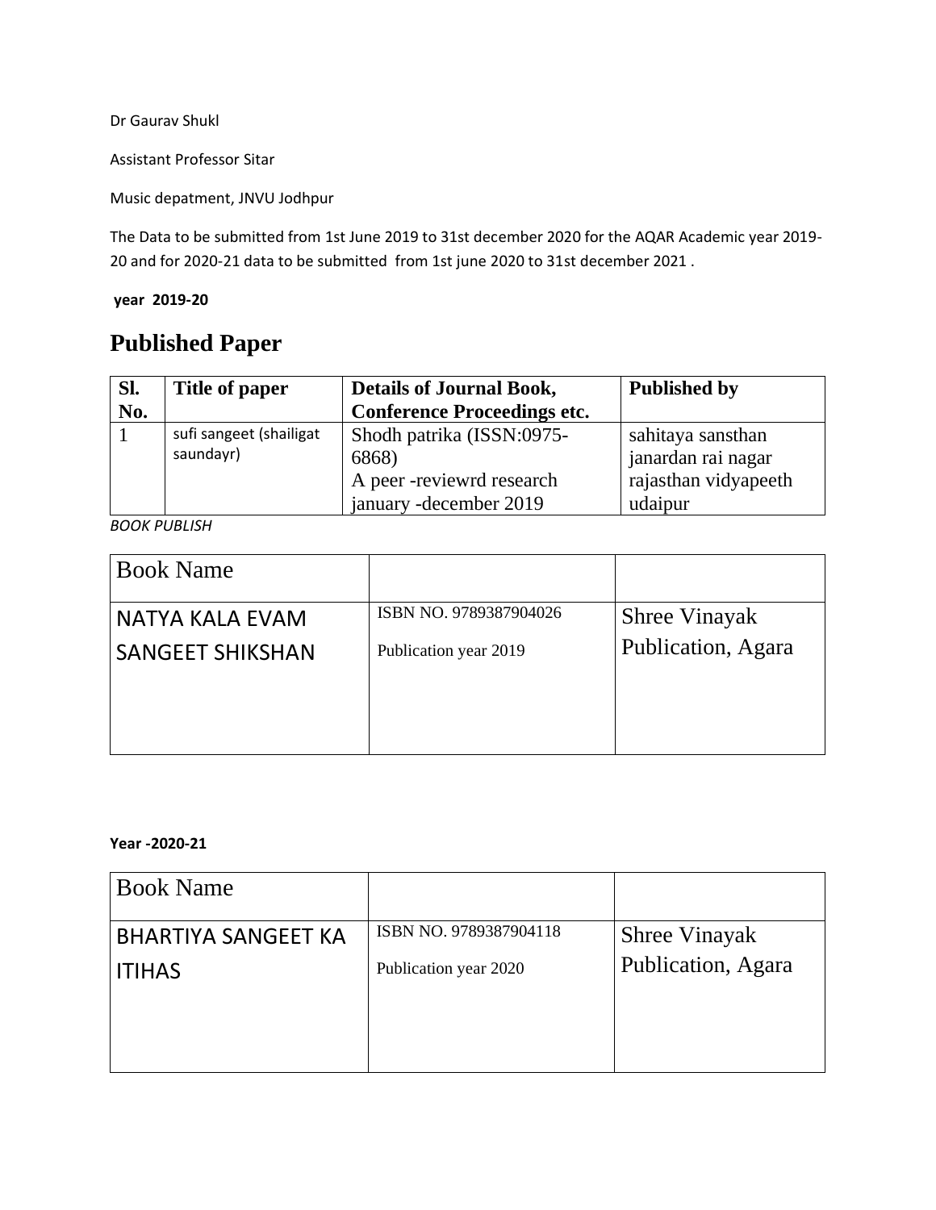Dr Gaurav Shukl

Assistant Professor Sitar

Music depatment, JNVU Jodhpur

The Data to be submitted from 1st June 2019 to 31st december 2020 for the AQAR Academic year 2019-20 and for 2020-21 data to be submitted from 1st june 2020 to 31st december 2021 .

**year 2019-20**

# Published Paper

| Sl. No. | Title of paper | Details of Journal Book, Conference Proceedings etc. | Published by |
|---|---|---|---|
| 1 | sufi sangeet (shailigat saundayr) | Shodh patrika (ISSN:0975-6868)<br>A peer -reviewrd research<br>january -december 2019 | sahitaya sansthan janardan rai nagar rajasthan vidyapeeth udaipur |

*BOOK PUBLISH*

| Book Name | | |
|---|---|---|
| NATYA KALA EVAM SANGEET SHIKSHAN | ISBN NO. 9789387904026<br>Publication year 2019 | Shree Vinayak Publication, Agara |

**Year -2020-21**

| Book Name | | |
|---|---|---|
| BHARTIYA SANGEET KA ITIHAS | ISBN NO. 9789387904118<br>Publication year 2020 | Shree Vinayak Publication, Agara |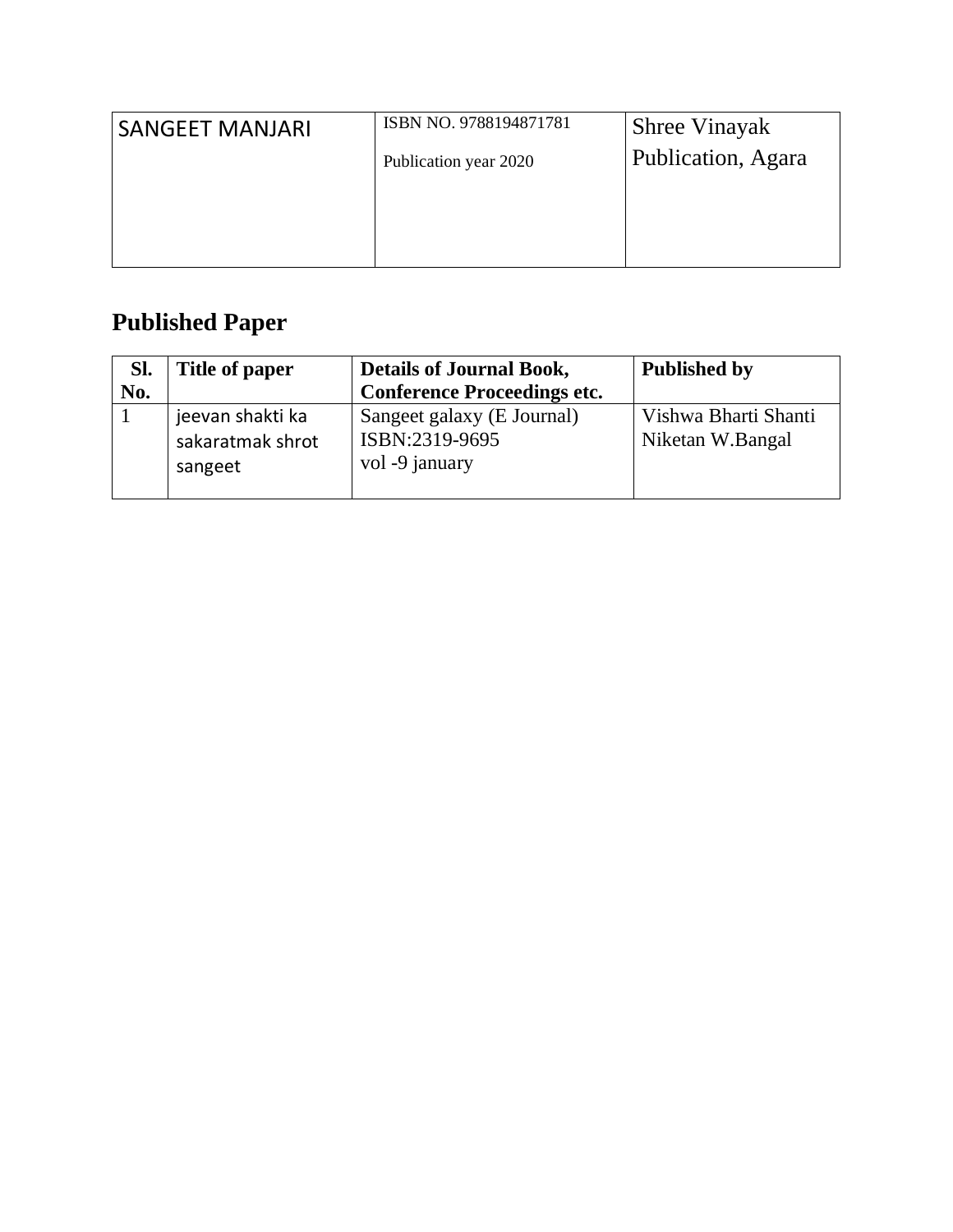| SANGEET MANJARI | ISBN NO. 9788194871781<br>Publication year 2020 | Shree Vinayak Publication, Agara |
|---|---|---|

## Published Paper

| Sl. No. | Title of paper | Details of Journal Book, Conference Proceedings etc. | Published by |
|---|---|---|---|
| 1 | jeevan shakti ka sakaratmak shrot sangeet | Sangeet galaxy (E Journal)<br>ISBN:2319-9695<br>vol -9 january | Vishwa Bharti Shanti Niketan W.Bangal |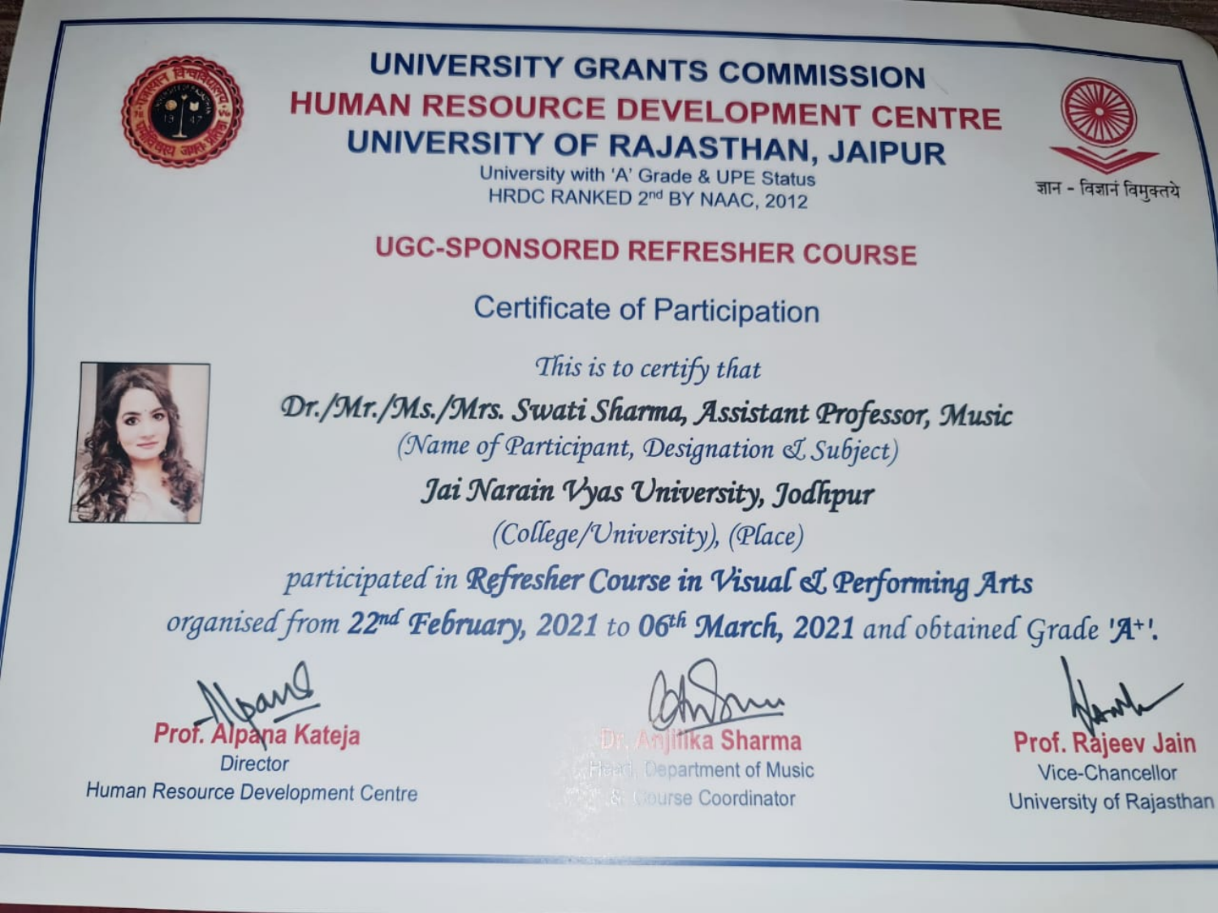# UNIVERSITY GRANTS COMMISSION
# HUMAN RESOURCE DEVELOPMENT CENTRE
# UNIVERSITY OF RAJASTHAN, JAIPUR

University with 'A' Grade & UPE Status
HRDC RANKED 2nd BY NAAC, 2012

ज्ञान - विज्ञानं विमुक्तये

## UGC-SPONSORED REFRESHER COURSE

### Certificate of Participation

*This is to certify that*

*Dr./Mr./Ms./Mrs.* ***Swati Sharma, Assistant Professor, Music***
*(Name of Participant, Designation & Subject)*

***Jai Narain Vyas University, Jodhpur***
*(College/University), (Place)*

*participated in* ***Refresher Course in Visual & Performing Arts*** *organised from* ***22nd February, 2021*** *to* ***06th March, 2021*** *and obtained Grade* ***'A+'.***

**Prof. Alpana Kateja**
Director
Human Resource Development Centre

**Dr. Anjilika Sharma**
Head, Department of Music
& Course Coordinator

**Prof. Rajeev Jain**
Vice-Chancellor
University of Rajasthan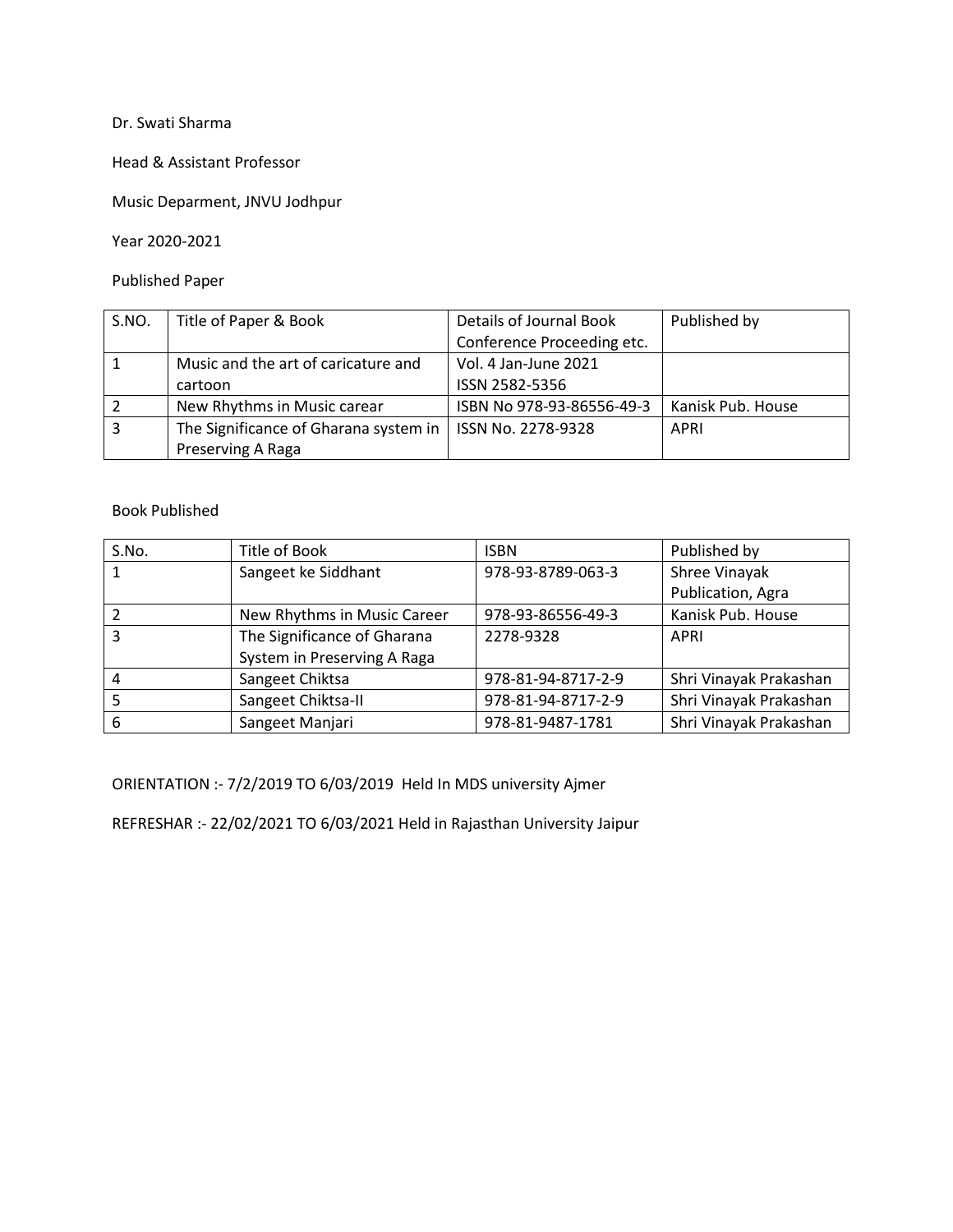Dr. Swati Sharma

Head & Assistant Professor

Music Deparment, JNVU Jodhpur

Year 2020-2021

Published Paper

| S.NO. | Title of Paper & Book | Details of Journal Book Conference Proceeding etc. | Published by |
|---|---|---|---|
| 1 | Music and the art of caricature and cartoon | Vol. 4 Jan-June 2021 ISSN 2582-5356 | |
| 2 | New Rhythms in Music carear | ISBN No 978-93-86556-49-3 | Kanisk Pub. House |
| 3 | The Significance of Gharana system in Preserving A Raga | ISSN No. 2278-9328 | APRI |

Book Published

| S.No. | Title of Book | ISBN | Published by |
|---|---|---|---|
| 1 | Sangeet ke Siddhant | 978-93-8789-063-3 | Shree Vinayak Publication, Agra |
| 2 | New Rhythms in Music Career | 978-93-86556-49-3 | Kanisk Pub. House |
| 3 | The Significance of Gharana System in Preserving A Raga | 2278-9328 | APRI |
| 4 | Sangeet Chiktsa | 978-81-94-8717-2-9 | Shri Vinayak Prakashan |
| 5 | Sangeet Chiktsa-II | 978-81-94-8717-2-9 | Shri Vinayak Prakashan |
| 6 | Sangeet Manjari | 978-81-9487-1781 | Shri Vinayak Prakashan |

ORIENTATION :- 7/2/2019 TO 6/03/2019 Held In MDS university Ajmer

REFRESHAR :- 22/02/2021 TO 6/03/2021 Held in Rajasthan University Jaipur